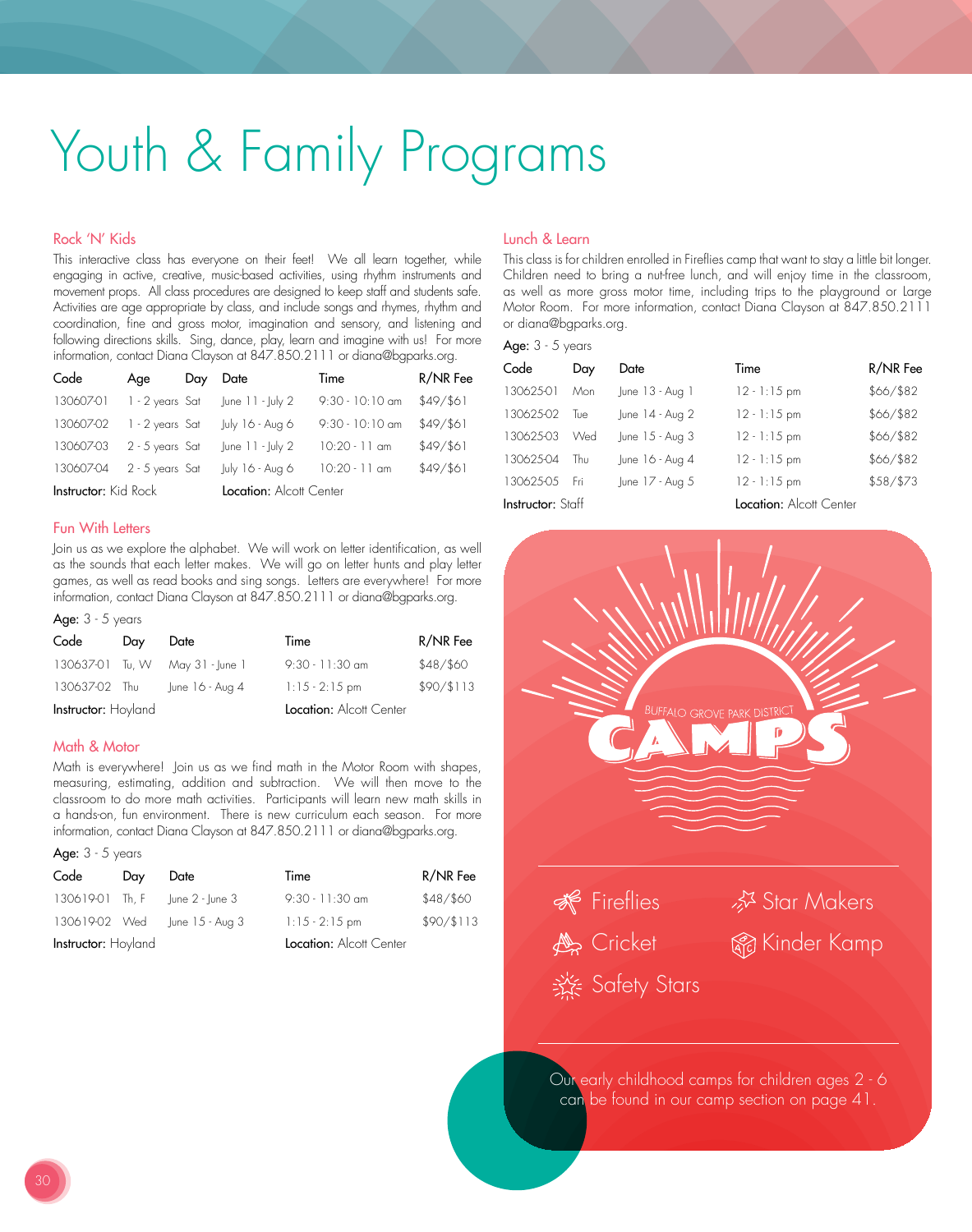# Youth & Family Programs

### Rock 'N' Kids

This interactive class has everyone on their feet! We all learn together, while engaging in active, creative, music-based activities, using rhythm instruments and movement props. All class procedures are designed to keep staff and students safe. Activities are age appropriate by class, and include songs and rhymes, rhythm and coordination, fine and gross motor, imagination and sensory, and listening and following directions skills. Sing, dance, play, learn and imagine with us! For more information, contact Diana Clayson at 847.850.2111 or diana@bgparks.org.

| Code | Age | Day | Date | Time | R/NR Fee |
|---|---|---|---|---|---|
| 130607-01 | 1 - 2 years | Sat | June 11 - July 2 | 9:30 - 10:10 am | $49/$61 |
| 130607-02 | 1 - 2 years | Sat | July 16 - Aug 6 | 9:30 - 10:10 am | $49/$61 |
| 130607-03 | 2 - 5 years | Sat | June 11 - July 2 | 10:20 - 11 am | $49/$61 |
| 130607-04 | 2 - 5 years | Sat | July 16 - Aug 6 | 10:20 - 11 am | $49/$61 |

**Instructor:** Kid Rock **Location:** Alcott Center

### Fun With Letters

Join us as we explore the alphabet. We will work on letter identification, as well as the sounds that each letter makes. We will go on letter hunts and play letter games, as well as read books and sing songs. Letters are everywhere! For more information, contact Diana Clayson at 847.850.2111 or diana@bgparks.org.

**Age:** 3 - 5 years

| Code | Day | Date | Time | R/NR Fee |
|---|---|---|---|---|
| 130637-01 | Tu, W | May 31 - June 1 | 9:30 - 11:30 am | $48/$60 |
| 130637-02 | Thu | June 16 - Aug 4 | 1:15 - 2:15 pm | $90/$113 |

**Instructor:** Hoyland **Location:** Alcott Center

### Math & Motor

Math is everywhere! Join us as we find math in the Motor Room with shapes, measuring, estimating, addition and subtraction. We will then move to the classroom to do more math activities. Participants will learn new math skills in a hands-on, fun environment. There is new curriculum each season. For more information, contact Diana Clayson at 847.850.2111 or diana@bgparks.org.

**Age:** 3 - 5 years

| Code | Day | Date | Time | R/NR Fee |
|---|---|---|---|---|
| 130619-01 | Th, F | June 2 - June 3 | 9:30 - 11:30 am | $48/$60 |
| 130619-02 | Wed | June 15 - Aug 3 | 1:15 - 2:15 pm | $90/$113 |

**Instructor:** Hoyland **Location:** Alcott Center

### Lunch & Learn

This class is for children enrolled in Fireflies camp that want to stay a little bit longer. Children need to bring a nut-free lunch, and will enjoy time in the classroom, as well as more gross motor time, including trips to the playground or Large Motor Room. For more information, contact Diana Clayson at 847.850.2111 or diana@bgparks.org.

**Age:** 3 - 5 years

| Code | Day | Date | Time | R/NR Fee |
|---|---|---|---|---|
| 130625-01 | Mon | June 13 - Aug 1 | 12 - 1:15 pm | $66/$82 |
| 130625-02 | Tue | June 14 - Aug 2 | 12 - 1:15 pm | $66/$82 |
| 130625-03 | Wed | June 15 - Aug 3 | 12 - 1:15 pm | $66/$82 |
| 130625-04 | Thu | June 16 - Aug 4 | 12 - 1:15 pm | $66/$82 |
| 130625-05 | Fri | June 17 - Aug 5 | 12 - 1:15 pm | $58/$73 |

**Instructor:** Staff **Location:** Alcott Center

BUFFALO GROVE PARK DISTRICT
**CAMPS**

- Fireflies
- Star Makers
- Cricket
- Kinder Kamp
- Safety Stars

Our early childhood camps for children ages 2 - 6 can be found in our camp section on page 41.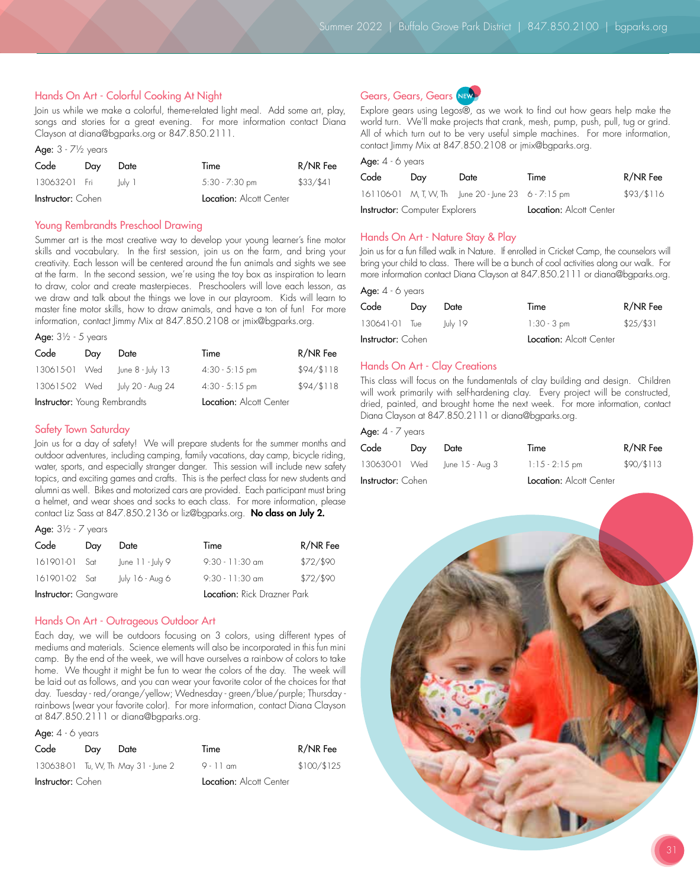## Hands On Art - Colorful Cooking At Night

Join us while we make a colorful, theme-related light meal. Add some art, play, songs and stories for a great evening. For more information contact Diana Clayson at diana@bgparks.org or 847.850.2111.

Age: 3 - 7½ years

| Code | Day | Date | Time | R/NR Fee |
|---|---|---|---|---|
| 130632-01 | Fri | July 1 | 5:30 - 7:30 pm | $33/$41 |

**Instructor:** Cohen **Location:** Alcott Center

## Young Rembrandts Preschool Drawing

Summer art is the most creative way to develop your young learner's fine motor skills and vocabulary. In the first session, join us on the farm, and bring your creativity. Each lesson will be centered around the fun animals and sights we see at the farm. In the second session, we're using the toy box as inspiration to learn to draw, color and create masterpieces. Preschoolers will love each lesson, as we draw and talk about the things we love in our playroom. Kids will learn to master fine motor skills, how to draw animals, and have a ton of fun! For more information, contact Jimmy Mix at 847.850.2108 or jmix@bgparks.org.

Age: 3½ - 5 years

| Code | Day | Date | Time | R/NR Fee |
|---|---|---|---|---|
| 130615-01 | Wed | June 8 - July 13 | 4:30 - 5:15 pm | $94/$118 |
| 130615-02 | Wed | July 20 - Aug 24 | 4:30 - 5:15 pm | $94/$118 |

**Instructor:** Young Rembrandts **Location:** Alcott Center

## Safety Town Saturday

Join us for a day of safety! We will prepare students for the summer months and outdoor adventures, including camping, family vacations, day camp, bicycle riding, water, sports, and especially stranger danger. This session will include new safety topics, and exciting games and crafts. This is the perfect class for new students and alumni as well. Bikes and motorized cars are provided. Each participant must bring a helmet, and wear shoes and socks to each class. For more information, please contact Liz Sass at 847.850.2136 or liz@bgparks.org. **No class on July 2.**

Age: 3½ - 7 years

| Code | Day | Date | Time | R/NR Fee |
|---|---|---|---|---|
| 161901-01 | Sat | June 11 - July 9 | 9:30 - 11:30 am | $72/$90 |
| 161901-02 | Sat | July 16 - Aug 6 | 9:30 - 11:30 am | $72/$90 |

**Instructor:** Gangware **Location:** Rick Drazner Park

## Hands On Art - Outrageous Outdoor Art

Each day, we will be outdoors focusing on 3 colors, using different types of mediums and materials. Science elements will also be incorporated in this fun mini camp. By the end of the week, we will have ourselves a rainbow of colors to take home. We thought it might be fun to wear the colors of the day. The week will be laid out as follows, and you can wear your favorite color of the choices for that day. Tuesday - red/orange/yellow; Wednesday - green/blue/purple; Thursday - rainbows (wear your favorite color). For more information, contact Diana Clayson at 847.850.2111 or diana@bgparks.org.

Age: 4 - 6 years

| Code | Day | Date | Time | R/NR Fee |
|---|---|---|---|---|
| 130638-01 | Tu, W, Th | May 31 - June 2 | 9 - 11 am | $100/$125 |

**Instructor:** Cohen **Location:** Alcott Center

## Gears, Gears, Gears NEW

Explore gears using Legos®, as we work to find out how gears help make the world turn. We'll make projects that crank, mesh, pump, push, pull, tug or grind. All of which turn out to be very useful simple machines. For more information, contact Jimmy Mix at 847.850.2108 or jmix@bgparks.org.

Age: 4 - 6 years

| Code | Day | Date | Time | R/NR Fee |
|---|---|---|---|---|
| 161106-01 | M, T, W, Th | June 20 - June 23 | 6 - 7:15 pm | $93/$116 |

**Instructor:** Computer Explorers **Location:** Alcott Center

## Hands On Art - Nature Stay & Play

Join us for a fun filled walk in Nature. If enrolled in Cricket Camp, the counselors will bring your child to class. There will be a bunch of cool activities along our walk. For more information contact Diana Clayson at 847.850.2111 or diana@bgparks.org.

Age: 4 - 6 years

| Code | Day | Date | Time | R/NR Fee |
|---|---|---|---|---|
| 130641-01 | Tue | July 19 | 1:30 - 3 pm | $25/$31 |

**Instructor:** Cohen **Location:** Alcott Center

## Hands On Art - Clay Creations

This class will focus on the fundamentals of clay building and design. Children will work primarily with self-hardening clay. Every project will be constructed, dried, painted, and brought home the next week. For more information, contact Diana Clayson at 847.850.2111 or diana@bgparks.org.

Age: 4 - 7 years

| Code | Day | Date | Time | R/NR Fee |
|---|---|---|---|---|
| 130630-01 | Wed | June 15 - Aug 3 | 1:15 - 2:15 pm | $90/$113 |

**Instructor:** Cohen **Location:** Alcott Center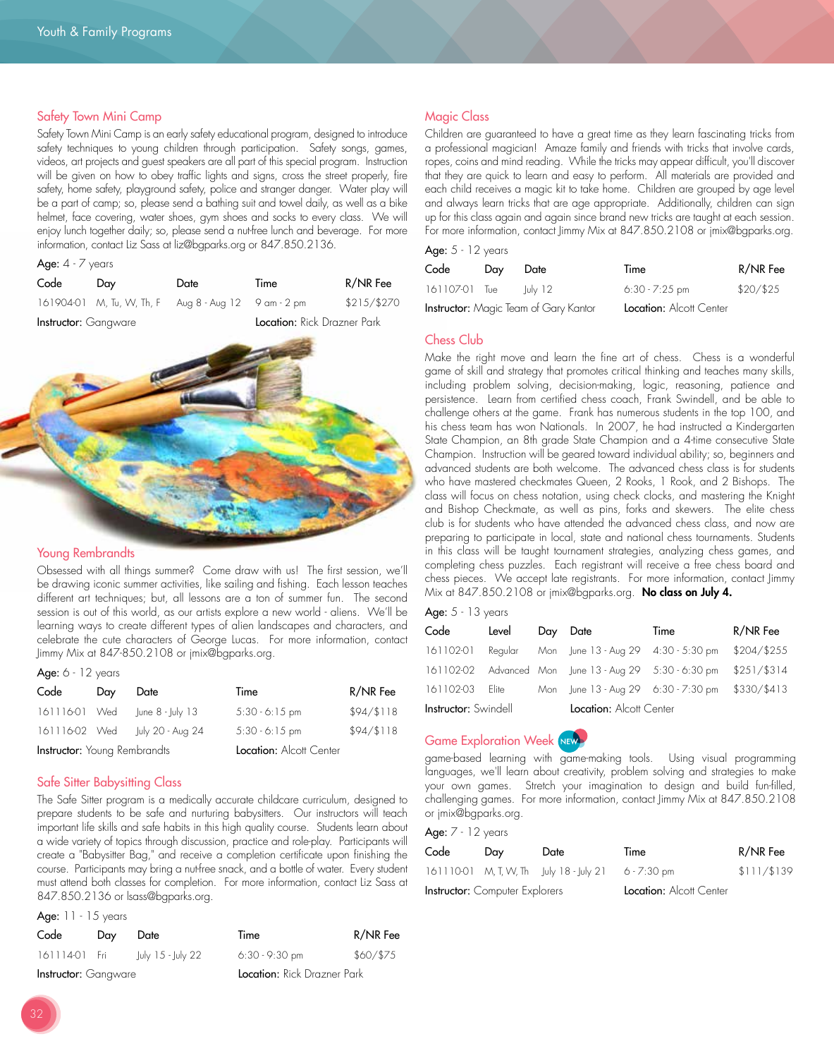## Safety Town Mini Camp

Safety Town Mini Camp is an early safety educational program, designed to introduce safety techniques to young children through participation. Safety songs, games, videos, art projects and guest speakers are all part of this special program. Instruction will be given on how to obey traffic lights and signs, cross the street properly, fire safety, home safety, playground safety, police and stranger danger. Water play will be a part of camp; so, please send a bathing suit and towel daily, as well as a bike helmet, face covering, water shoes, gym shoes and socks to every class. We will enjoy lunch together daily; so, please send a nut-free lunch and beverage. For more information, contact Liz Sass at liz@bgparks.org or 847.850.2136.

**Age:** 4 - 7 years

| Code | Day | Date | Time | R/NR Fee |
|---|---|---|---|---|
| 161904-01 | M, Tu, W, Th, F | Aug 8 - Aug 12 | 9 am - 2 pm | $215/$270 |

**Instructor:** Gangware **Location:** Rick Drazner Park

## Young Rembrandts

Obsessed with all things summer? Come draw with us! The first session, we'll be drawing iconic summer activities, like sailing and fishing. Each lesson teaches different art techniques; but, all lessons are a ton of summer fun. The second session is out of this world, as our artists explore a new world - aliens. We'll be learning ways to create different types of alien landscapes and characters, and celebrate the cute characters of George Lucas. For more information, contact Jimmy Mix at 847-850.2108 or jmix@bgparks.org.

**Age:** 6 - 12 years

| Code | Day | Date | Time | R/NR Fee |
|---|---|---|---|---|
| 161116-01 | Wed | June 8 - July 13 | 5:30 - 6:15 pm | $94/$118 |
| 161116-02 | Wed | July 20 - Aug 24 | 5:30 - 6:15 pm | $94/$118 |

**Instructor:** Young Rembrandts **Location:** Alcott Center

## Safe Sitter Babysitting Class

The Safe Sitter program is a medically accurate childcare curriculum, designed to prepare students to be safe and nurturing babysitters. Our instructors will teach important life skills and safe habits in this high quality course. Students learn about a wide variety of topics through discussion, practice and role-play. Participants will create a "Babysitter Bag," and receive a completion certificate upon finishing the course. Participants may bring a nut-free snack, and a bottle of water. Every student must attend both classes for completion. For more information, contact Liz Sass at 847.850.2136 or lsass@bgparks.org.

**Age:** 11 - 15 years

| Code | Day | Date | Time | R/NR Fee |
|---|---|---|---|---|
| 161114-01 | Fri | July 15 - July 22 | 6:30 - 9:30 pm | $60/$75 |

**Instructor:** Gangware **Location:** Rick Drazner Park

## Magic Class

Children are guaranteed to have a great time as they learn fascinating tricks from a professional magician! Amaze family and friends with tricks that involve cards, ropes, coins and mind reading. While the tricks may appear difficult, you'll discover that they are quick to learn and easy to perform. All materials are provided and each child receives a magic kit to take home. Children are grouped by age level and always learn tricks that are age appropriate. Additionally, children can sign up for this class again and again since brand new tricks are taught at each session. For more information, contact Jimmy Mix at 847.850.2108 or jmix@bgparks.org.

**Age:** 5 - 12 years

| Code | Day | Date | Time | R/NR Fee |
|---|---|---|---|---|
| 161107-01 | Tue | July 12 | 6:30 - 7:25 pm | $20/$25 |

**Instructor:** Magic Team of Gary Kantor **Location:** Alcott Center

## Chess Club

Make the right move and learn the fine art of chess. Chess is a wonderful game of skill and strategy that promotes critical thinking and teaches many skills, including problem solving, decision-making, logic, reasoning, patience and persistence. Learn from certified chess coach, Frank Swindell, and be able to challenge others at the game. Frank has numerous students in the top 100, and his chess team has won Nationals. In 2007, he had instructed a Kindergarten State Champion, an 8th grade State Champion and a 4-time consecutive State Champion. Instruction will be geared toward individual ability; so, beginners and advanced students are both welcome. The advanced chess class is for students who have mastered checkmates Queen, 2 Rooks, 1 Rook, and 2 Bishops. The class will focus on chess notation, using check clocks, and mastering the Knight and Bishop Checkmate, as well as pins, forks and skewers. The elite chess club is for students who have attended the advanced chess class, and now are preparing to participate in local, state and national chess tournaments. Students in this class will be taught tournament strategies, analyzing chess games, and completing chess puzzles. Each registrant will receive a free chess board and chess pieces. We accept late registrants. For more information, contact Jimmy Mix at 847.850.2108 or jmix@bgparks.org. **No class on July 4.**

**Age:** 5 - 13 years

| Code | Level | Day | Date | Time | R/NR Fee |
|---|---|---|---|---|---|
| 161102-01 | Regular | Mon | June 13 - Aug 29 | 4:30 - 5:30 pm | $204/$255 |
| 161102-02 | Advanced | Mon | June 13 - Aug 29 | 5:30 - 6:30 pm | $251/$314 |
| 161102-03 | Elite | Mon | June 13 - Aug 29 | 6:30 - 7:30 pm | $330/$413 |

**Instructor:** Swindell **Location:** Alcott Center

## Game Exploration Week NEW

game-based learning with game-making tools. Using visual programming languages, we'll learn about creativity, problem solving and strategies to make your own games. Stretch your imagination to design and build fun-filled, challenging games. For more information, contact Jimmy Mix at 847.850.2108 or jmix@bgparks.org.

**Age:** 7 - 12 years

| Code | Day | Date | Time | R/NR Fee |
|---|---|---|---|---|
| 161110-01 | M, T, W, Th | July 18 - July 21 | 6 - 7:30 pm | $111/$139 |

**Instructor:** Computer Explorers **Location:** Alcott Center